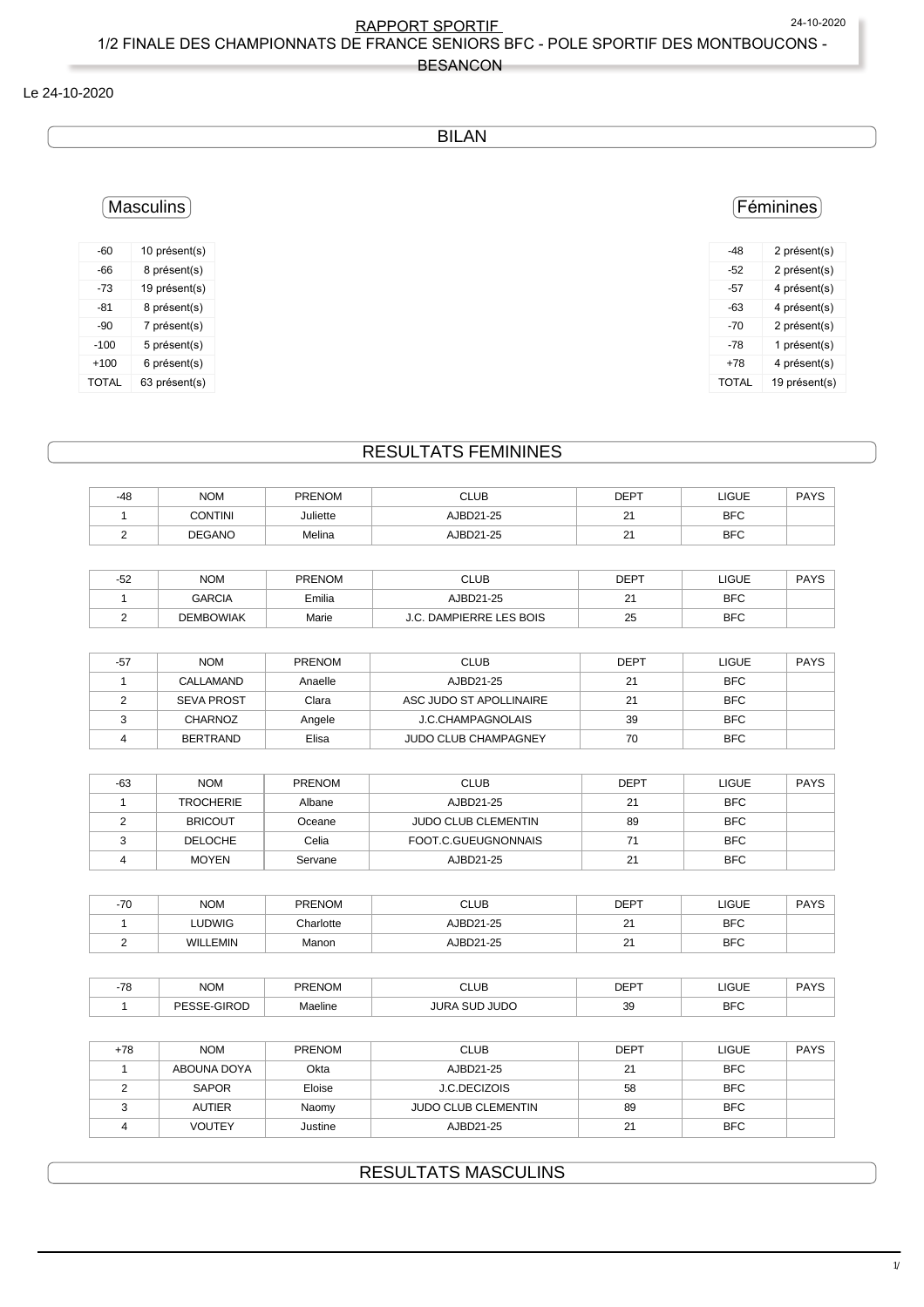RAPPORT SPORTIF

1/2 FINALE DES CHAMPIONNATS DE FRANCE SENIORS BFC - POLE SPORTIF DES MONTBOUCONS - BESANCON

Le 24-10-2020

## BILAN

### Masculins

| -60 | 10 présent(s) |
|---|---|
| -66 | 8 présent(s) |
| -73 | 19 présent(s) |
| -81 | 8 présent(s) |
| -90 | 7 présent(s) |
| -100 | 5 présent(s) |
| +100 | 6 présent(s) |
| TOTAL | 63 présent(s) |

### Féminines

| -48 | 2 présent(s) |
|---|---|
| -52 | 2 présent(s) |
| -57 | 4 présent(s) |
| -63 | 4 présent(s) |
| -70 | 2 présent(s) |
| -78 | 1 présent(s) |
| +78 | 4 présent(s) |
| TOTAL | 19 présent(s) |

## RESULTATS FEMININES

| -48 | NOM | PRENOM | CLUB | DEPT | LIGUE | PAYS |
|---|---|---|---|---|---|---|
| 1 | CONTINI | Juliette | AJBD21-25 | 21 | BFC | |
| 2 | DEGANO | Melina | AJBD21-25 | 21 | BFC | |

| -52 | NOM | PRENOM | CLUB | DEPT | LIGUE | PAYS |
|---|---|---|---|---|---|---|
| 1 | GARCIA | Emilia | AJBD21-25 | 21 | BFC | |
| 2 | DEMBOWIAK | Marie | J.C. DAMPIERRE LES BOIS | 25 | BFC | |

| -57 | NOM | PRENOM | CLUB | DEPT | LIGUE | PAYS |
|---|---|---|---|---|---|---|
| 1 | CALLAMAND | Anaelle | AJBD21-25 | 21 | BFC | |
| 2 | SEVA PROST | Clara | ASC JUDO ST APOLLINAIRE | 21 | BFC | |
| 3 | CHARNOZ | Angele | J.C.CHAMPAGNOLAIS | 39 | BFC | |
| 4 | BERTRAND | Elisa | JUDO CLUB CHAMPAGNEY | 70 | BFC | |

| -63 | NOM | PRENOM | CLUB | DEPT | LIGUE | PAYS |
|---|---|---|---|---|---|---|
| 1 | TROCHERIE | Albane | AJBD21-25 | 21 | BFC | |
| 2 | BRICOUT | Oceane | JUDO CLUB CLEMENTIN | 89 | BFC | |
| 3 | DELOCHE | Celia | FOOT.C.GUEUGNONNAIS | 71 | BFC | |
| 4 | MOYEN | Servane | AJBD21-25 | 21 | BFC | |

| -70 | NOM | PRENOM | CLUB | DEPT | LIGUE | PAYS |
|---|---|---|---|---|---|---|
| 1 | LUDWIG | Charlotte | AJBD21-25 | 21 | BFC | |
| 2 | WILLEMIN | Manon | AJBD21-25 | 21 | BFC | |

| -78 | NOM | PRENOM | CLUB | DEPT | LIGUE | PAYS |
|---|---|---|---|---|---|---|
| 1 | PESSE-GIROD | Maeline | JURA SUD JUDO | 39 | BFC | |

| +78 | NOM | PRENOM | CLUB | DEPT | LIGUE | PAYS |
|---|---|---|---|---|---|---|
| 1 | ABOUNA DOYA | Okta | AJBD21-25 | 21 | BFC | |
| 2 | SAPOR | Eloise | J.C.DECIZOIS | 58 | BFC | |
| 3 | AUTIER | Naomy | JUDO CLUB CLEMENTIN | 89 | BFC | |
| 4 | VOUTEY | Justine | AJBD21-25 | 21 | BFC | |

## RESULTATS MASCULINS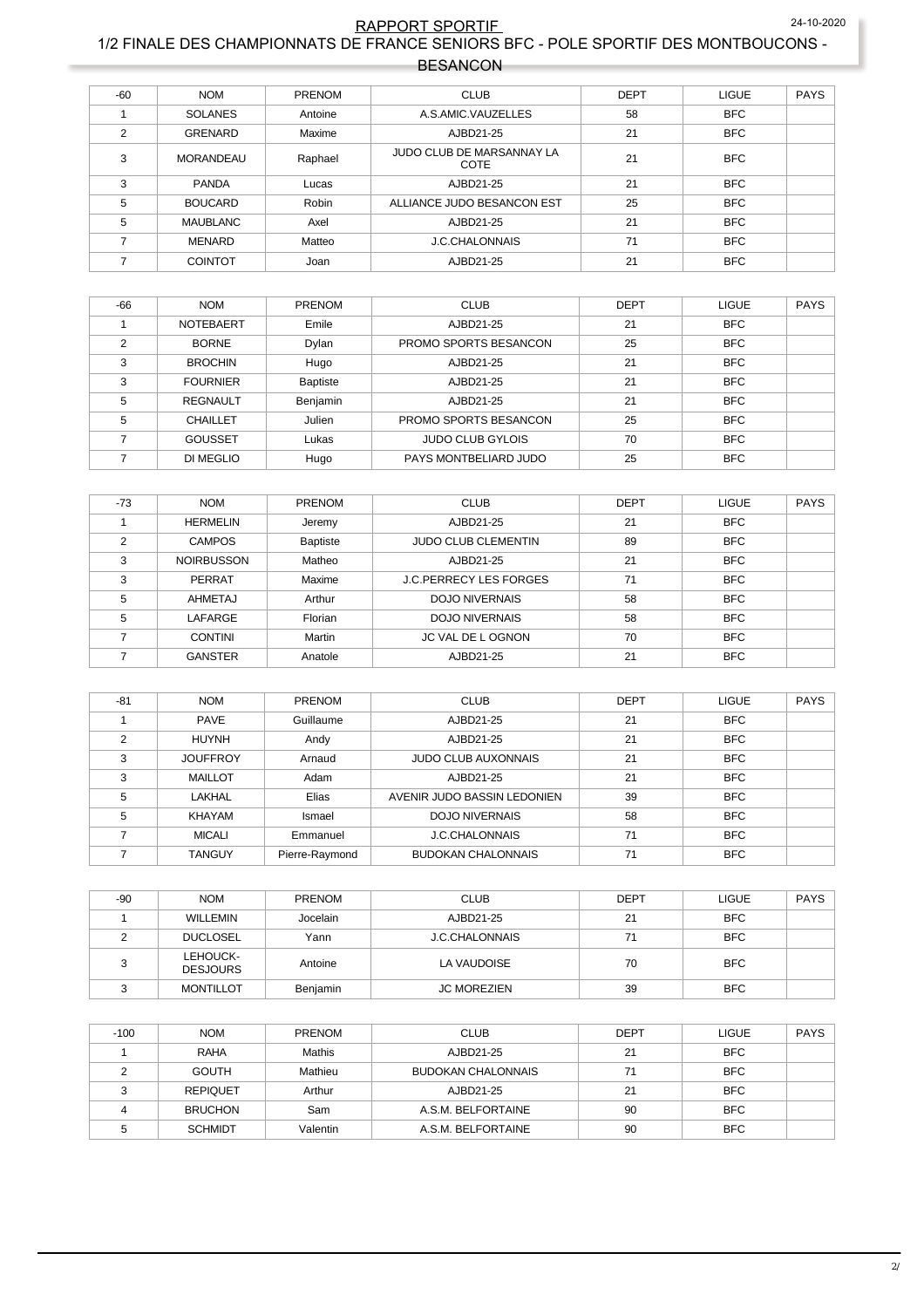# RAPPORT SPORTIF

## 1/2 FINALE DES CHAMPIONNATS DE FRANCE SENIORS BFC - POLE SPORTIF DES MONTBOUCONS - BESANCON

24-10-2020

| -60 | NOM | PRENOM | CLUB | DEPT | LIGUE | PAYS |
|---|---|---|---|---|---|---|
| 1 | SOLANES | Antoine | A.S.AMIC.VAUZELLES | 58 | BFC | |
| 2 | GRENARD | Maxime | AJBD21-25 | 21 | BFC | |
| 3 | MORANDEAU | Raphael | JUDO CLUB DE MARSANNAY LA COTE | 21 | BFC | |
| 3 | PANDA | Lucas | AJBD21-25 | 21 | BFC | |
| 5 | BOUCARD | Robin | ALLIANCE JUDO BESANCON EST | 25 | BFC | |
| 5 | MAUBLANC | Axel | AJBD21-25 | 21 | BFC | |
| 7 | MENARD | Matteo | J.C.CHALONNAIS | 71 | BFC | |
| 7 | COINTOT | Joan | AJBD21-25 | 21 | BFC | |

| -66 | NOM | PRENOM | CLUB | DEPT | LIGUE | PAYS |
|---|---|---|---|---|---|---|
| 1 | NOTEBAERT | Emile | AJBD21-25 | 21 | BFC | |
| 2 | BORNE | Dylan | PROMO SPORTS BESANCON | 25 | BFC | |
| 3 | BROCHIN | Hugo | AJBD21-25 | 21 | BFC | |
| 3 | FOURNIER | Baptiste | AJBD21-25 | 21 | BFC | |
| 5 | REGNAULT | Benjamin | AJBD21-25 | 21 | BFC | |
| 5 | CHAILLET | Julien | PROMO SPORTS BESANCON | 25 | BFC | |
| 7 | GOUSSET | Lukas | JUDO CLUB GYLOIS | 70 | BFC | |
| 7 | DI MEGLIO | Hugo | PAYS MONTBELIARD JUDO | 25 | BFC | |

| -73 | NOM | PRENOM | CLUB | DEPT | LIGUE | PAYS |
|---|---|---|---|---|---|---|
| 1 | HERMELIN | Jeremy | AJBD21-25 | 21 | BFC | |
| 2 | CAMPOS | Baptiste | JUDO CLUB CLEMENTIN | 89 | BFC | |
| 3 | NOIRBUSSON | Matheo | AJBD21-25 | 21 | BFC | |
| 3 | PERRAT | Maxime | J.C.PERRECY LES FORGES | 71 | BFC | |
| 5 | AHMETAJ | Arthur | DOJO NIVERNAIS | 58 | BFC | |
| 5 | LAFARGE | Florian | DOJO NIVERNAIS | 58 | BFC | |
| 7 | CONTINI | Martin | JC VAL DE L OGNON | 70 | BFC | |
| 7 | GANSTER | Anatole | AJBD21-25 | 21 | BFC | |

| -81 | NOM | PRENOM | CLUB | DEPT | LIGUE | PAYS |
|---|---|---|---|---|---|---|
| 1 | PAVE | Guillaume | AJBD21-25 | 21 | BFC | |
| 2 | HUYNH | Andy | AJBD21-25 | 21 | BFC | |
| 3 | JOUFFROY | Arnaud | JUDO CLUB AUXONNAIS | 21 | BFC | |
| 3 | MAILLOT | Adam | AJBD21-25 | 21 | BFC | |
| 5 | LAKHAL | Elias | AVENIR JUDO BASSIN LEDONIEN | 39 | BFC | |
| 5 | KHAYAM | Ismael | DOJO NIVERNAIS | 58 | BFC | |
| 7 | MICALI | Emmanuel | J.C.CHALONNAIS | 71 | BFC | |
| 7 | TANGUY | Pierre-Raymond | BUDOKAN CHALONNAIS | 71 | BFC | |

| -90 | NOM | PRENOM | CLUB | DEPT | LIGUE | PAYS |
|---|---|---|---|---|---|---|
| 1 | WILLEMIN | Jocelain | AJBD21-25 | 21 | BFC | |
| 2 | DUCLOSEL | Yann | J.C.CHALONNAIS | 71 | BFC | |
| 3 | LEHOUCK-DESJOURS | Antoine | LA VAUDOISE | 70 | BFC | |
| 3 | MONTILLOT | Benjamin | JC MOREZIEN | 39 | BFC | |

| -100 | NOM | PRENOM | CLUB | DEPT | LIGUE | PAYS |
|---|---|---|---|---|---|---|
| 1 | RAHA | Mathis | AJBD21-25 | 21 | BFC | |
| 2 | GOUTH | Mathieu | BUDOKAN CHALONNAIS | 71 | BFC | |
| 3 | REPIQUET | Arthur | AJBD21-25 | 21 | BFC | |
| 4 | BRUCHON | Sam | A.S.M. BELFORTAINE | 90 | BFC | |
| 5 | SCHMIDT | Valentin | A.S.M. BELFORTAINE | 90 | BFC | |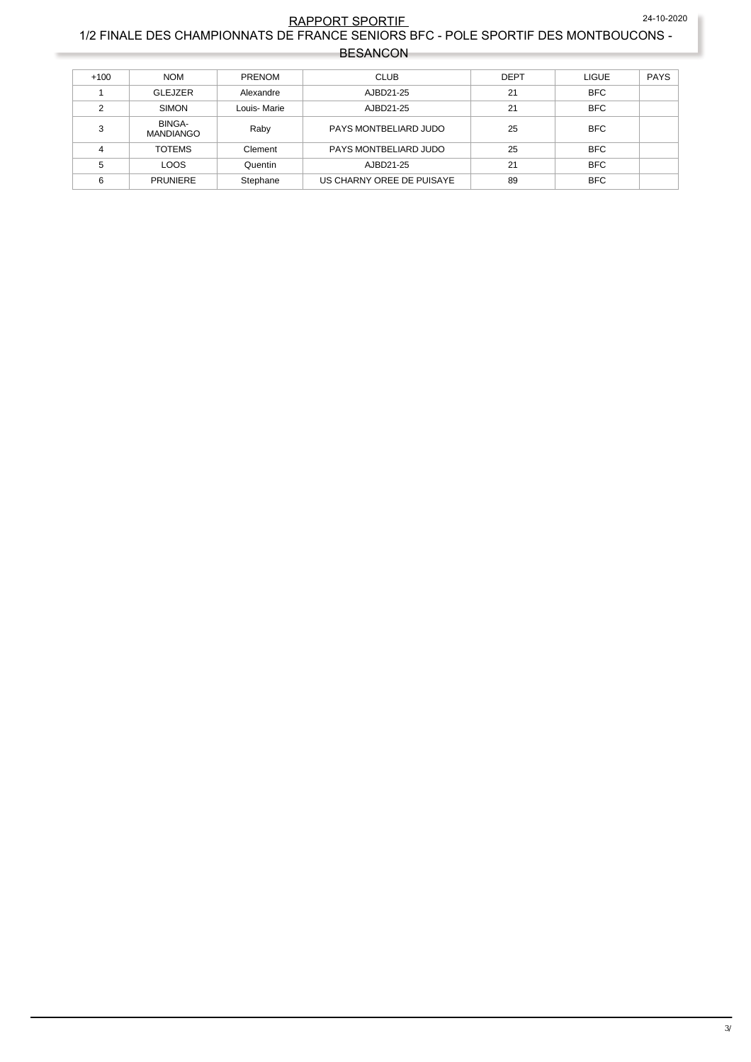RAPPORT SPORTIF

1/2 FINALE DES CHAMPIONNATS DE FRANCE SENIORS BFC - POLE SPORTIF DES MONTBOUCONS - BESANCON

| +100 | NOM | PRENOM | CLUB | DEPT | LIGUE | PAYS |
|---|---|---|---|---|---|---|
| 1 | GLEJZER | Alexandre | AJBD21-25 | 21 | BFC | |
| 2 | SIMON | Louis- Marie | AJBD21-25 | 21 | BFC | |
| 3 | BINGA-MANDIANGO | Raby | PAYS MONTBELIARD JUDO | 25 | BFC | |
| 4 | TOTEMS | Clement | PAYS MONTBELIARD JUDO | 25 | BFC | |
| 5 | LOOS | Quentin | AJBD21-25 | 21 | BFC | |
| 6 | PRUNIERE | Stephane | US CHARNY OREE DE PUISAYE | 89 | BFC | |